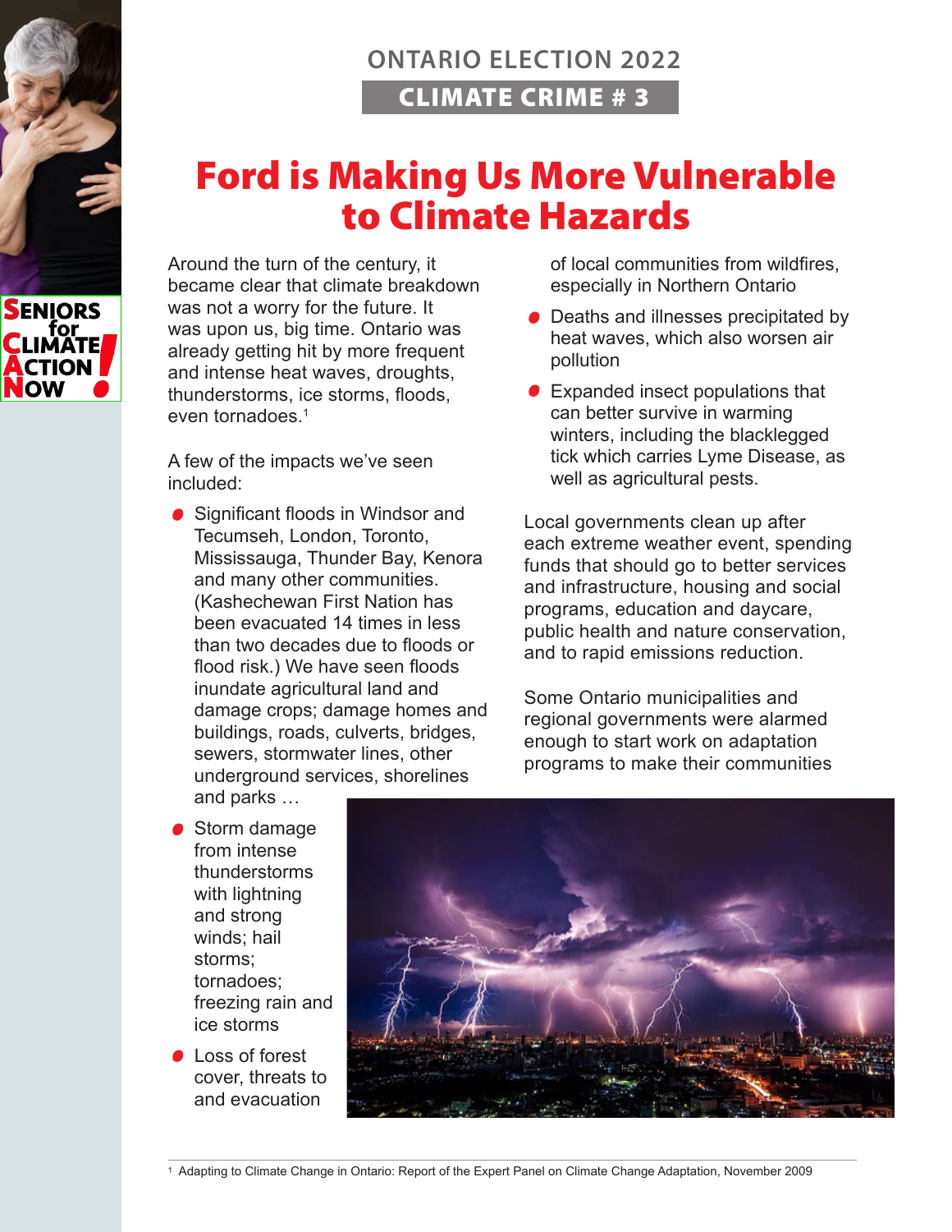SENIORS for CLIMATE ACTION NOW!

ONTARIO ELECTION 2022

CLIMATE CRIME # 3

# Ford is Making Us More Vulnerable to Climate Hazards

Around the turn of the century, it became clear that climate breakdown was not a worry for the future. It was upon us, big time. Ontario was already getting hit by more frequent and intense heat waves, droughts, thunderstorms, ice storms, floods, even tornadoes.[1]

A few of the impacts we've seen included:

- Significant floods in Windsor and Tecumseh, London, Toronto, Mississauga, Thunder Bay, Kenora and many other communities. (Kashechewan First Nation has been evacuated 14 times in less than two decades due to floods or flood risk.) We have seen floods inundate agricultural land and damage crops; damage homes and buildings, roads, culverts, bridges, sewers, stormwater lines, other underground services, shorelines and parks …
- Storm damage from intense thunderstorms with lightning and strong winds; hail storms; tornadoes; freezing rain and ice storms
- Loss of forest cover, threats to and evacuation of local communities from wildfires, especially in Northern Ontario
- Deaths and illnesses precipitated by heat waves, which also worsen air pollution
- Expanded insect populations that can better survive in warming winters, including the blacklegged tick which carries Lyme Disease, as well as agricultural pests.

Local governments clean up after each extreme weather event, spending funds that should go to better services and infrastructure, housing and social programs, education and daycare, public health and nature conservation, and to rapid emissions reduction.

Some Ontario municipalities and regional governments were alarmed enough to start work on adaptation programs to make their communities

[1] Adapting to Climate Change in Ontario: Report of the Expert Panel on Climate Change Adaptation, November 2009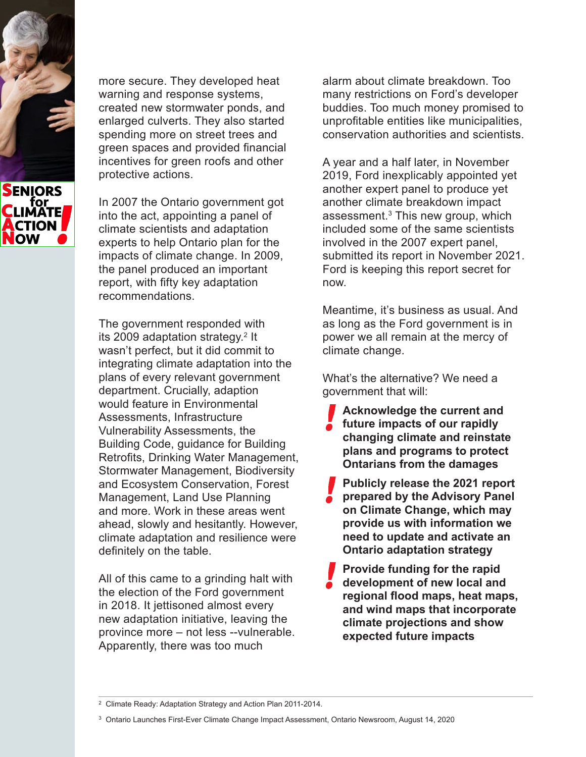more secure. They developed heat warning and response systems, created new stormwater ponds, and enlarged culverts. They also started spending more on street trees and green spaces and provided financial incentives for green roofs and other protective actions.

In 2007 the Ontario government got into the act, appointing a panel of climate scientists and adaptation experts to help Ontario plan for the impacts of climate change. In 2009, the panel produced an important report, with fifty key adaptation recommendations.

The government responded with its 2009 adaptation strategy.[2] It wasn't perfect, but it did commit to integrating climate adaptation into the plans of every relevant government department. Crucially, adaption would feature in Environmental Assessments, Infrastructure Vulnerability Assessments, the Building Code, guidance for Building Retrofits, Drinking Water Management, Stormwater Management, Biodiversity and Ecosystem Conservation, Forest Management, Land Use Planning and more. Work in these areas went ahead, slowly and hesitantly. However, climate adaptation and resilience were definitely on the table.

All of this came to a grinding halt with the election of the Ford government in 2018. It jettisoned almost every new adaptation initiative, leaving the province more – not less --vulnerable. Apparently, there was too much alarm about climate breakdown. Too many restrictions on Ford's developer buddies. Too much money promised to unprofitable entities like municipalities, conservation authorities and scientists.

A year and a half later, in November 2019, Ford inexplicably appointed yet another expert panel to produce yet another climate breakdown impact assessment.[3] This new group, which included some of the same scientists involved in the 2007 expert panel, submitted its report in November 2021. Ford is keeping this report secret for now.

Meantime, it's business as usual. And as long as the Ford government is in power we all remain at the mercy of climate change.

What's the alternative? We need a government that will:

- **Acknowledge the current and future impacts of our rapidly changing climate and reinstate plans and programs to protect Ontarians from the damages**
- **Publicly release the 2021 report prepared by the Advisory Panel on Climate Change, which may provide us with information we need to update and activate an Ontario adaptation strategy**
- **Provide funding for the rapid development of new local and regional flood maps, heat maps, and wind maps that incorporate climate projections and show expected future impacts**

---

[2] Climate Ready: Adaptation Strategy and Action Plan 2011-2014.

[3] Ontario Launches First-Ever Climate Change Impact Assessment, Ontario Newsroom, August 14, 2020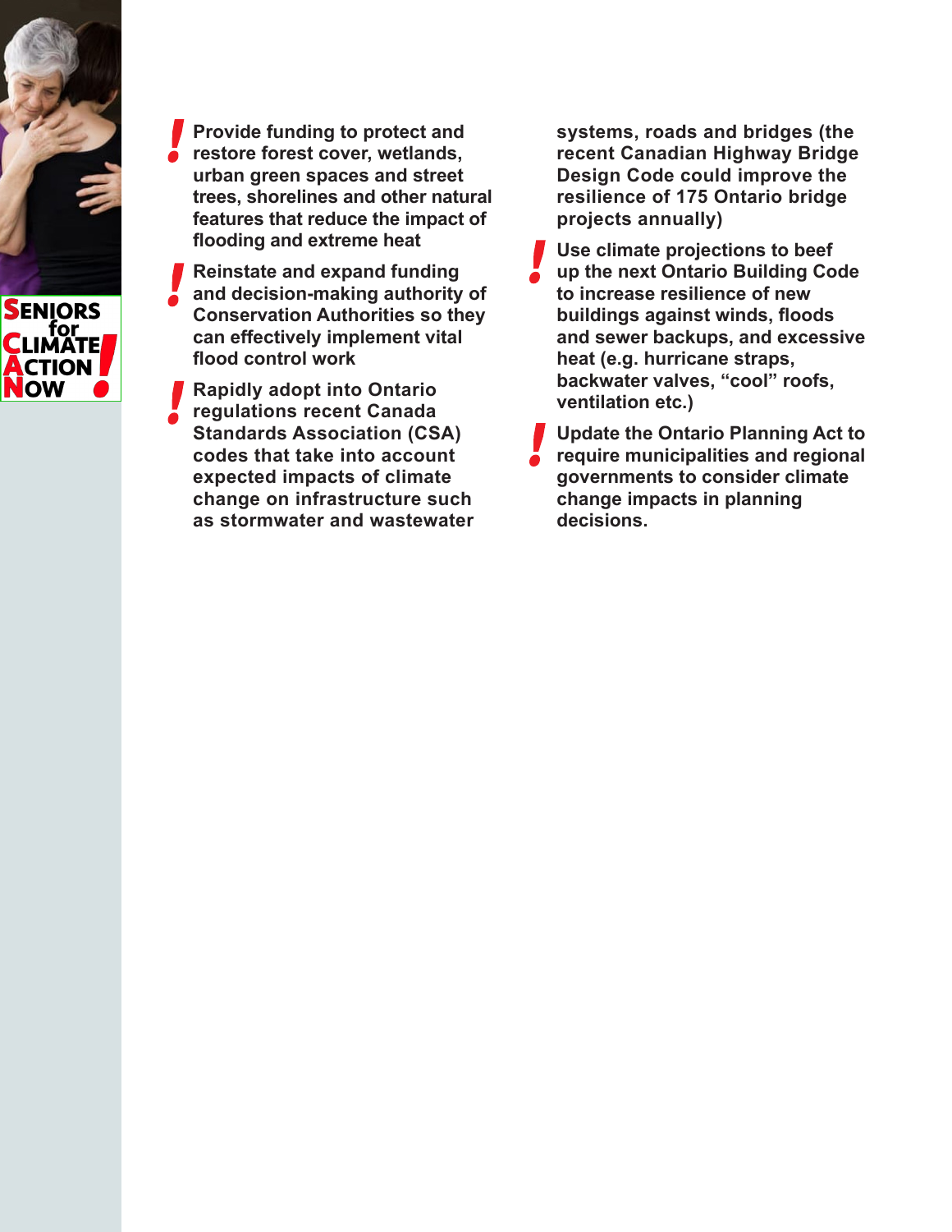- Provide funding to protect and restore forest cover, wetlands, urban green spaces and street trees, shorelines and other natural features that reduce the impact of flooding and extreme heat
- Reinstate and expand funding and decision-making authority of Conservation Authorities so they can effectively implement vital flood control work
- Rapidly adopt into Ontario regulations recent Canada Standards Association (CSA) codes that take into account expected impacts of climate change on infrastructure such as stormwater and wastewater systems, roads and bridges (the recent Canadian Highway Bridge Design Code could improve the resilience of 175 Ontario bridge projects annually)
- Use climate projections to beef up the next Ontario Building Code to increase resilience of new buildings against winds, floods and sewer backups, and excessive heat (e.g. hurricane straps, backwater valves, "cool" roofs, ventilation etc.)
- Update the Ontario Planning Act to require municipalities and regional governments to consider climate change impacts in planning decisions.